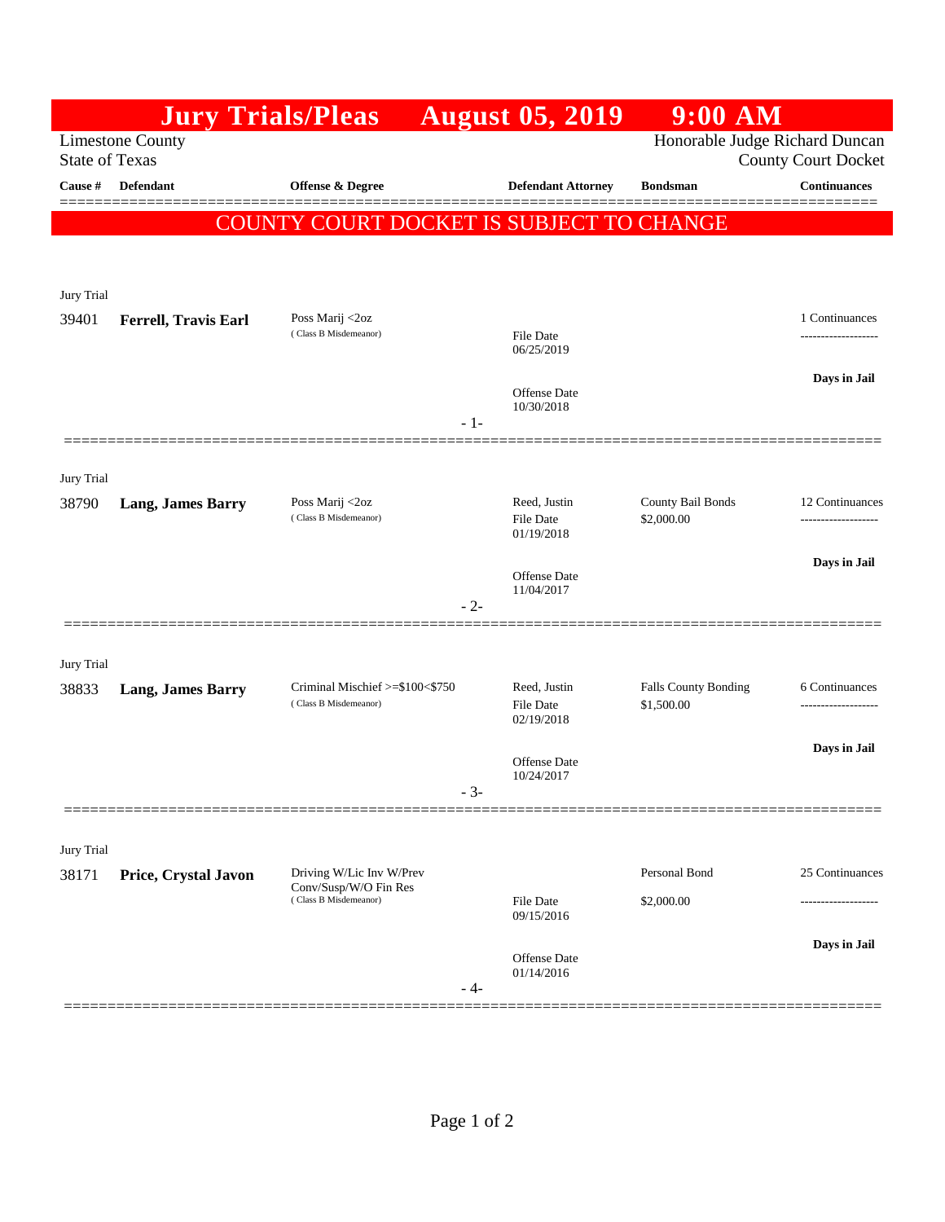# Jury Trials/Pleas August 05, 2019 9:00 AM

Limestone County
State of Texas

Honorable Judge Richard Duncan
County Court Docket

**COUNTY COURT DOCKET IS SUBJECT TO CHANGE**

| Cause # | Defendant | Offense & Degree | Defendant Attorney | Bondsman | Continuances |
|---|---|---|---|---|---|
| Jury Trial | | | | | |
| 39401 | **Ferrell, Travis Earl** | Poss Marij <2oz (Class B Misdemeanor) | File Date 06/25/2019<br>Offense Date 10/30/2018 | | 1 Continuances<br>**Days in Jail** |
| Jury Trial | | | | | |
| 38790 | **Lang, James Barry** | Poss Marij <2oz (Class B Misdemeanor) | Reed, Justin<br>File Date 01/19/2018<br>Offense Date 11/04/2017 | County Bail Bonds<br>$2,000.00 | 12 Continuances<br>**Days in Jail** |
| Jury Trial | | | | | |
| 38833 | **Lang, James Barry** | Criminal Mischief >=$100<$750 (Class B Misdemeanor) | Reed, Justin<br>File Date 02/19/2018<br>Offense Date 10/24/2017 | Falls County Bonding<br>$1,500.00 | 6 Continuances<br>**Days in Jail** |
| Jury Trial | | | | | |
| 38171 | **Price, Crystal Javon** | Driving W/Lic Inv W/Prev Conv/Susp/W/O Fin Res (Class B Misdemeanor) | File Date 09/15/2016<br>Offense Date 01/14/2016 | Personal Bond<br>$2,000.00 | 25 Continuances<br>**Days in Jail** |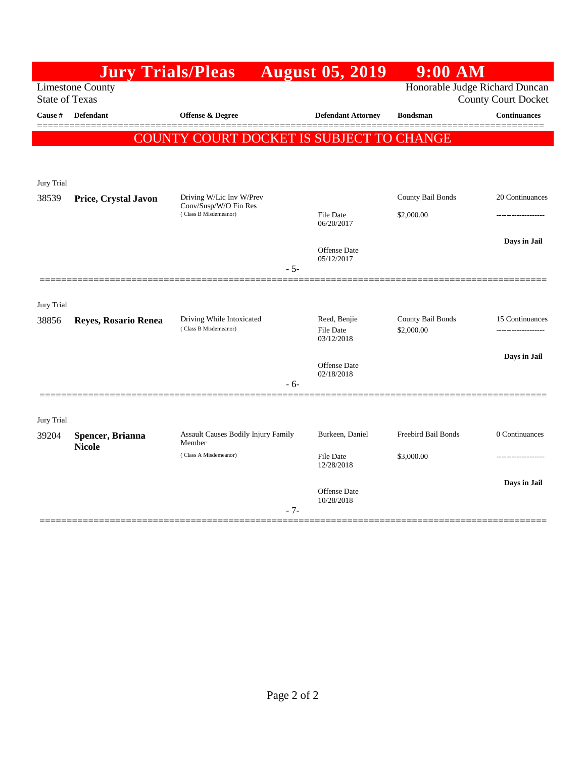# Jury Trials/Pleas August 05, 2019 9:00 AM

Limestone County
State of Texas

Honorable Judge Richard Duncan
County Court Docket

## COUNTY COURT DOCKET IS SUBJECT TO CHANGE

| Cause # | Defendant | Offense & Degree | Defendant Attorney | Bondsman | Continuances |
|---|---|---|---|---|---|
| Jury Trial | | | | | |
| 38539 | **Price, Crystal Javon** | Driving W/Lic Inv W/Prev Conv/Susp/W/O Fin Res (Class B Misdemeanor) | File Date 06/20/2017 | County Bail Bonds $2,000.00 | 20 Continuances |
| | | | Offense Date 05/12/2017 | | **Days in Jail** |
| | | - 5- | | | |
| Jury Trial | | | | | |
| 38856 | **Reyes, Rosario Renea** | Driving While Intoxicated (Class B Misdemeanor) | Reed, Benjie File Date 03/12/2018 | County Bail Bonds $2,000.00 | 15 Continuances |
| | | | Offense Date 02/18/2018 | | **Days in Jail** |
| | | - 6- | | | |
| Jury Trial | | | | | |
| 39204 | **Spencer, Brianna Nicole** | Assault Causes Bodily Injury Family Member (Class A Misdemeanor) | Burkeen, Daniel File Date 12/28/2018 | Freebird Bail Bonds $3,000.00 | 0 Continuances |
| | | | Offense Date 10/28/2018 | | **Days in Jail** |
| | | - 7- | | | |